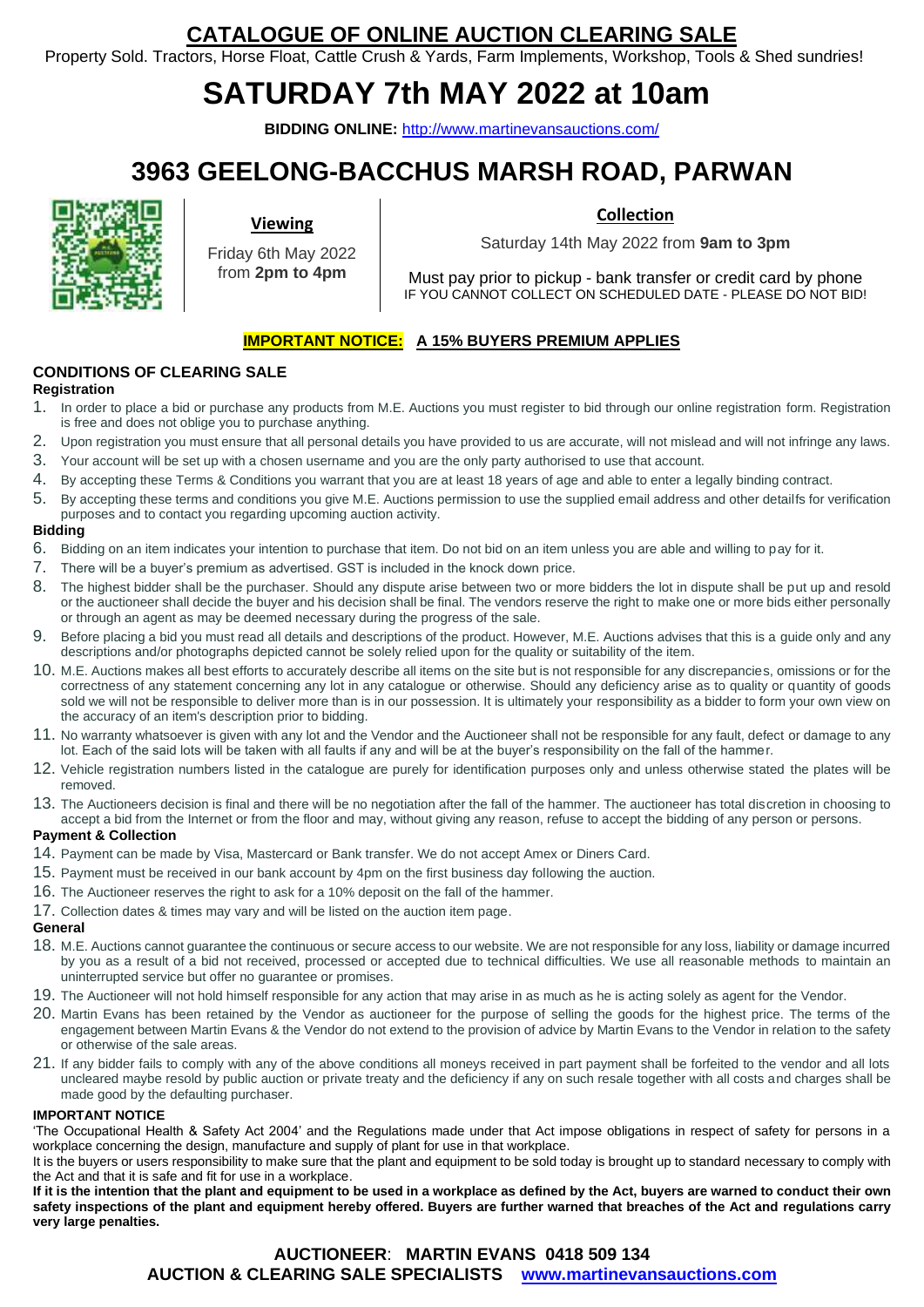# CATALOGUE OF ONLINE AUCTION CLEARING SALE

Property Sold. Tractors, Horse Float, Cattle Crush & Yards, Farm Implements, Workshop, Tools & Shed sundries!

# SATURDAY 7th MAY 2022 at 10am

**BIDDING ONLINE:** http://www.martinevansauctions.com/

# 3963 GEELONG-BACCHUS MARSH ROAD, PARWAN

**Viewing**

Friday 6th May 2022 from **2pm to 4pm**

**Collection**

Saturday 14th May 2022 from **9am to 3pm**

Must pay prior to pickup - bank transfer or credit card by phone

IF YOU CANNOT COLLECT ON SCHEDULED DATE - PLEASE DO NOT BID!

**IMPORTANT NOTICE: A 15% BUYERS PREMIUM APPLIES**

## CONDITIONS OF CLEARING SALE

### Registration

1. In order to place a bid or purchase any products from M.E. Auctions you must register to bid through our online registration form. Registration is free and does not oblige you to purchase anything.
2. Upon registration you must ensure that all personal details you have provided to us are accurate, will not mislead and will not infringe any laws.
3. Your account will be set up with a chosen username and you are the only party authorised to use that account.
4. By accepting these Terms & Conditions you warrant that you are at least 18 years of age and able to enter a legally binding contract.
5. By accepting these terms and conditions you give M.E. Auctions permission to use the supplied email address and other detailfs for verification purposes and to contact you regarding upcoming auction activity.

### Bidding

6. Bidding on an item indicates your intention to purchase that item. Do not bid on an item unless you are able and willing to pay for it.
7. There will be a buyer's premium as advertised. GST is included in the knock down price.
8. The highest bidder shall be the purchaser. Should any dispute arise between two or more bidders the lot in dispute shall be put up and resold or the auctioneer shall decide the buyer and his decision shall be final. The vendors reserve the right to make one or more bids either personally or through an agent as may be deemed necessary during the progress of the sale.
9. Before placing a bid you must read all details and descriptions of the product. However, M.E. Auctions advises that this is a guide only and any descriptions and/or photographs depicted cannot be solely relied upon for the quality or suitability of the item.
10. M.E. Auctions makes all best efforts to accurately describe all items on the site but is not responsible for any discrepancies, omissions or for the correctness of any statement concerning any lot in any catalogue or otherwise. Should any deficiency arise as to quality or quantity of goods sold we will not be responsible to deliver more than is in our possession. It is ultimately your responsibility as a bidder to form your own view on the accuracy of an item's description prior to bidding.
11. No warranty whatsoever is given with any lot and the Vendor and the Auctioneer shall not be responsible for any fault, defect or damage to any lot. Each of the said lots will be taken with all faults if any and will be at the buyer's responsibility on the fall of the hammer.
12. Vehicle registration numbers listed in the catalogue are purely for identification purposes only and unless otherwise stated the plates will be removed.
13. The Auctioneers decision is final and there will be no negotiation after the fall of the hammer. The auctioneer has total discretion in choosing to accept a bid from the Internet or from the floor and may, without giving any reason, refuse to accept the bidding of any person or persons.

### Payment & Collection

14. Payment can be made by Visa, Mastercard or Bank transfer. We do not accept Amex or Diners Card.
15. Payment must be received in our bank account by 4pm on the first business day following the auction.
16. The Auctioneer reserves the right to ask for a 10% deposit on the fall of the hammer.
17. Collection dates & times may vary and will be listed on the auction item page.

### General

18. M.E. Auctions cannot guarantee the continuous or secure access to our website. We are not responsible for any loss, liability or damage incurred by you as a result of a bid not received, processed or accepted due to technical difficulties. We use all reasonable methods to maintain an uninterrupted service but offer no guarantee or promises.
19. The Auctioneer will not hold himself responsible for any action that may arise in as much as he is acting solely as agent for the Vendor.
20. Martin Evans has been retained by the Vendor as auctioneer for the purpose of selling the goods for the highest price. The terms of the engagement between Martin Evans & the Vendor do not extend to the provision of advice by Martin Evans to the Vendor in relation to the safety or otherwise of the sale areas.
21. If any bidder fails to comply with any of the above conditions all moneys received in part payment shall be forfeited to the vendor and all lots uncleared maybe resold by public auction or private treaty and the deficiency if any on such resale together with all costs and charges shall be made good by the defaulting purchaser.

### IMPORTANT NOTICE

'The Occupational Health & Safety Act 2004' and the Regulations made under that Act impose obligations in respect of safety for persons in a workplace concerning the design, manufacture and supply of plant for use in that workplace.

It is the buyers or users responsibility to make sure that the plant and equipment to be sold today is brought up to standard necessary to comply with the Act and that it is safe and fit for use in a workplace.

**If it is the intention that the plant and equipment to be used in a workplace as defined by the Act, buyers are warned to conduct their own safety inspections of the plant and equipment hereby offered. Buyers are further warned that breaches of the Act and regulations carry very large penalties.**

**AUCTIONEER: MARTIN EVANS 0418 509 134**

**AUCTION & CLEARING SALE SPECIALISTS www.martinevansauctions.com**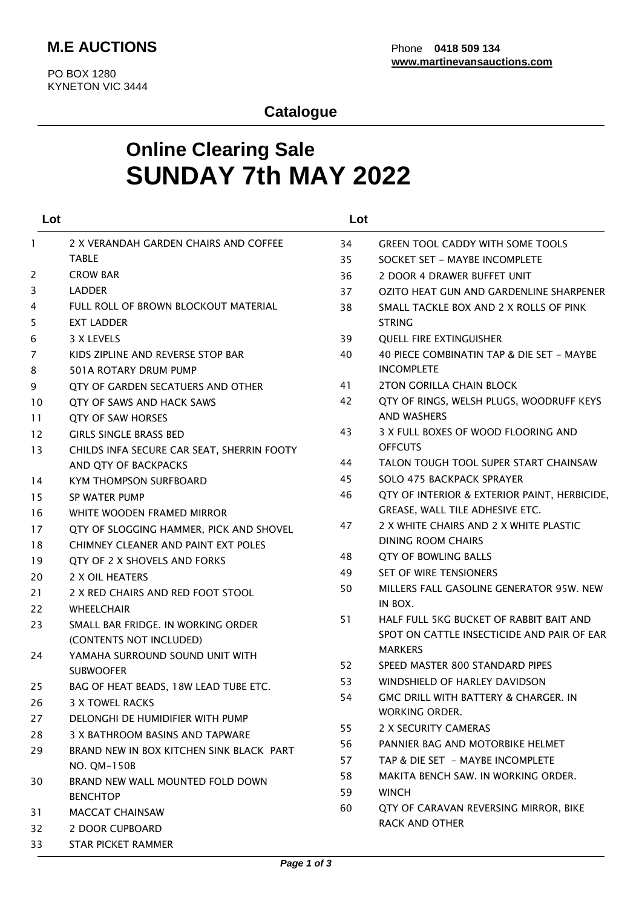**M.E AUCTIONS**

PO BOX 1280
KYNETON VIC 3444

Phone **0418 509 134**
**www.martinevansauctions.com**

## Catalogue

# Online Clearing Sale
# SUNDAY 7th MAY 2022

| Lot | |
|---|---|
| 1 | 2 X VERANDAH GARDEN CHAIRS AND COFFEE TABLE |
| 2 | CROW BAR |
| 3 | LADDER |
| 4 | FULL ROLL OF BROWN BLOCKOUT MATERIAL |
| 5 | EXT LADDER |
| 6 | 3 X LEVELS |
| 7 | KIDS ZIPLINE AND REVERSE STOP BAR |
| 8 | 501A ROTARY DRUM PUMP |
| 9 | QTY OF GARDEN SECATUERS AND OTHER |
| 10 | QTY OF SAWS AND HACK SAWS |
| 11 | QTY OF SAW HORSES |
| 12 | GIRLS SINGLE BRASS BED |
| 13 | CHILDS INFA SECURE CAR SEAT, SHERRIN FOOTY AND QTY OF BACKPACKS |
| 14 | KYM THOMPSON SURFBOARD |
| 15 | SP WATER PUMP |
| 16 | WHITE WOODEN FRAMED MIRROR |
| 17 | QTY OF SLOGGING HAMMER, PICK AND SHOVEL |
| 18 | CHIMNEY CLEANER AND PAINT EXT POLES |
| 19 | QTY OF 2 X SHOVELS AND FORKS |
| 20 | 2 X OIL HEATERS |
| 21 | 2 X RED CHAIRS AND RED FOOT STOOL |
| 22 | WHEELCHAIR |
| 23 | SMALL BAR FRIDGE. IN WORKING ORDER (CONTENTS NOT INCLUDED) |
| 24 | YAMAHA SURROUND SOUND UNIT WITH SUBWOOFER |
| 25 | BAG OF HEAT BEADS, 18W LEAD TUBE ETC. |
| 26 | 3 X TOWEL RACKS |
| 27 | DELONGHI DE HUMIDIFIER WITH PUMP |
| 28 | 3 X BATHROOM BASINS AND TAPWARE |
| 29 | BRAND NEW IN BOX KITCHEN SINK BLACK PART NO. QM-150B |
| 30 | BRAND NEW WALL MOUNTED FOLD DOWN BENCHTOP |
| 31 | MACCAT CHAINSAW |
| 32 | 2 DOOR CUPBOARD |
| 33 | STAR PICKET RAMMER |
| 34 | GREEN TOOL CADDY WITH SOME TOOLS |
| 35 | SOCKET SET - MAYBE INCOMPLETE |
| 36 | 2 DOOR 4 DRAWER BUFFET UNIT |
| 37 | OZITO HEAT GUN AND GARDENLINE SHARPENER |
| 38 | SMALL TACKLE BOX AND 2 X ROLLS OF PINK STRING |
| 39 | QUELL FIRE EXTINGUISHER |
| 40 | 40 PIECE COMBINATIN TAP & DIE SET - MAYBE INCOMPLETE |
| 41 | 2TON GORILLA CHAIN BLOCK |
| 42 | QTY OF RINGS, WELSH PLUGS, WOODRUFF KEYS AND WASHERS |
| 43 | 3 X FULL BOXES OF WOOD FLOORING AND OFFCUTS |
| 44 | TALON TOUGH TOOL SUPER START CHAINSAW |
| 45 | SOLO 475 BACKPACK SPRAYER |
| 46 | QTY OF INTERIOR & EXTERIOR PAINT, HERBICIDE, GREASE, WALL TILE ADHESIVE ETC. |
| 47 | 2 X WHITE CHAIRS AND 2 X WHITE PLASTIC DINING ROOM CHAIRS |
| 48 | QTY OF BOWLING BALLS |
| 49 | SET OF WIRE TENSIONERS |
| 50 | MILLERS FALL GASOLINE GENERATOR 95W. NEW IN BOX. |
| 51 | HALF FULL 5KG BUCKET OF RABBIT BAIT AND SPOT ON CATTLE INSECTICIDE AND PAIR OF EAR MARKERS |
| 52 | SPEED MASTER 800 STANDARD PIPES |
| 53 | WINDSHIELD OF HARLEY DAVIDSON |
| 54 | GMC DRILL WITH BATTERY & CHARGER. IN WORKING ORDER. |
| 55 | 2 X SECURITY CAMERAS |
| 56 | PANNIER BAG AND MOTORBIKE HELMET |
| 57 | TAP & DIE SET - MAYBE INCOMPLETE |
| 58 | MAKITA BENCH SAW. IN WORKING ORDER. |
| 59 | WINCH |
| 60 | QTY OF CARAVAN REVERSING MIRROR, BIKE RACK AND OTHER |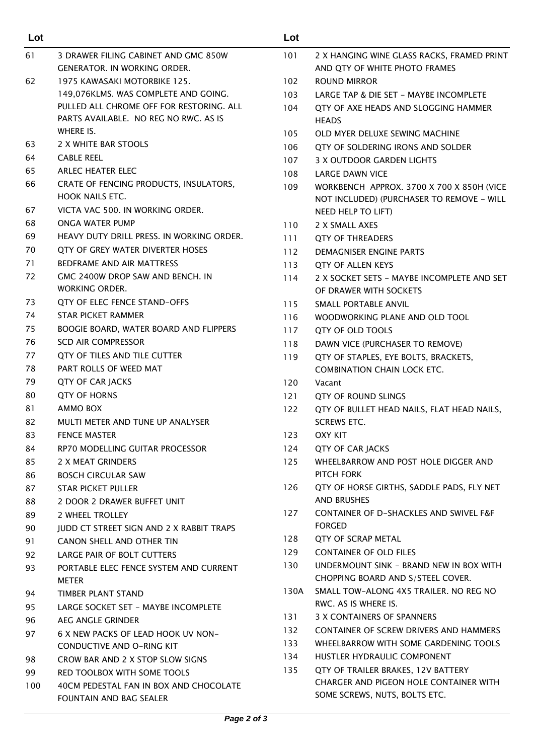| Lot | |
|---|---|
| 61 | 3 DRAWER FILING CABINET AND GMC 850W GENERATOR. IN WORKING ORDER. |
| 62 | 1975 KAWASAKI MOTORBIKE 125. 149,076KLMS. WAS COMPLETE AND GOING. PULLED ALL CHROME OFF FOR RESTORING. ALL PARTS AVAILABLE. NO REG NO RWC. AS IS WHERE IS. |
| 63 | 2 X WHITE BAR STOOLS |
| 64 | CABLE REEL |
| 65 | ARLEC HEATER ELEC |
| 66 | CRATE OF FENCING PRODUCTS, INSULATORS, HOOK NAILS ETC. |
| 67 | VICTA VAC 500. IN WORKING ORDER. |
| 68 | ONGA WATER PUMP |
| 69 | HEAVY DUTY DRILL PRESS. IN WORKING ORDER. |
| 70 | QTY OF GREY WATER DIVERTER HOSES |
| 71 | BEDFRAME AND AIR MATTRESS |
| 72 | GMC 2400W DROP SAW AND BENCH. IN WORKING ORDER. |
| 73 | QTY OF ELEC FENCE STAND-OFFS |
| 74 | STAR PICKET RAMMER |
| 75 | BOOGIE BOARD, WATER BOARD AND FLIPPERS |
| 76 | SCD AIR COMPRESSOR |
| 77 | QTY OF TILES AND TILE CUTTER |
| 78 | PART ROLLS OF WEED MAT |
| 79 | QTY OF CAR JACKS |
| 80 | QTY OF HORNS |
| 81 | AMMO BOX |
| 82 | MULTI METER AND TUNE UP ANALYSER |
| 83 | FENCE MASTER |
| 84 | RP70 MODELLING GUITAR PROCESSOR |
| 85 | 2 X MEAT GRINDERS |
| 86 | BOSCH CIRCULAR SAW |
| 87 | STAR PICKET PULLER |
| 88 | 2 DOOR 2 DRAWER BUFFET UNIT |
| 89 | 2 WHEEL TROLLEY |
| 90 | JUDD CT STREET SIGN AND 2 X RABBIT TRAPS |
| 91 | CANON SHELL AND OTHER TIN |
| 92 | LARGE PAIR OF BOLT CUTTERS |
| 93 | PORTABLE ELEC FENCE SYSTEM AND CURRENT METER |
| 94 | TIMBER PLANT STAND |
| 95 | LARGE SOCKET SET - MAYBE INCOMPLETE |
| 96 | AEG ANGLE GRINDER |
| 97 | 6 X NEW PACKS OF LEAD HOOK UV NON-CONDUCTIVE AND O-RING KIT |
| 98 | CROW BAR AND 2 X STOP SLOW SIGNS |
| 99 | RED TOOLBOX WITH SOME TOOLS |
| 100 | 40CM PEDESTAL FAN IN BOX AND CHOCOLATE FOUNTAIN AND BAG SEALER |
| 101 | 2 X HANGING WINE GLASS RACKS, FRAMED PRINT AND QTY OF WHITE PHOTO FRAMES |
| 102 | ROUND MIRROR |
| 103 | LARGE TAP & DIE SET - MAYBE INCOMPLETE |
| 104 | QTY OF AXE HEADS AND SLOGGING HAMMER HEADS |
| 105 | OLD MYER DELUXE SEWING MACHINE |
| 106 | QTY OF SOLDERING IRONS AND SOLDER |
| 107 | 3 X OUTDOOR GARDEN LIGHTS |
| 108 | LARGE DAWN VICE |
| 109 | WORKBENCH APPROX. 3700 X 700 X 850H (VICE NOT INCLUDED) (PURCHASER TO REMOVE - WILL NEED HELP TO LIFT) |
| 110 | 2 X SMALL AXES |
| 111 | QTY OF THREADERS |
| 112 | DEMAGNISER ENGINE PARTS |
| 113 | QTY OF ALLEN KEYS |
| 114 | 2 X SOCKET SETS - MAYBE INCOMPLETE AND SET OF DRAWER WITH SOCKETS |
| 115 | SMALL PORTABLE ANVIL |
| 116 | WOODWORKING PLANE AND OLD TOOL |
| 117 | QTY OF OLD TOOLS |
| 118 | DAWN VICE (PURCHASER TO REMOVE) |
| 119 | QTY OF STAPLES, EYE BOLTS, BRACKETS, COMBINATION CHAIN LOCK ETC. |
| 120 | Vacant |
| 121 | QTY OF ROUND SLINGS |
| 122 | QTY OF BULLET HEAD NAILS, FLAT HEAD NAILS, SCREWS ETC. |
| 123 | OXY KIT |
| 124 | QTY OF CAR JACKS |
| 125 | WHEELBARROW AND POST HOLE DIGGER AND PITCH FORK |
| 126 | QTY OF HORSE GIRTHS, SADDLE PADS, FLY NET AND BRUSHES |
| 127 | CONTAINER OF D-SHACKLES AND SWIVEL F&F FORGED |
| 128 | QTY OF SCRAP METAL |
| 129 | CONTAINER OF OLD FILES |
| 130 | UNDERMOUNT SINK - BRAND NEW IN BOX WITH CHOPPING BOARD AND S/STEEL COVER. |
| 130A | SMALL TOW-ALONG 4X5 TRAILER. NO REG NO RWC. AS IS WHERE IS. |
| 131 | 3 X CONTAINERS OF SPANNERS |
| 132 | CONTAINER OF SCREW DRIVERS AND HAMMERS |
| 133 | WHEELBARROW WITH SOME GARDENING TOOLS |
| 134 | HUSTLER HYDRAULIC COMPONENT |
| 135 | QTY OF TRAILER BRAKES, 12V BATTERY CHARGER AND PIGEON HOLE CONTAINER WITH SOME SCREWS, NUTS, BOLTS ETC. |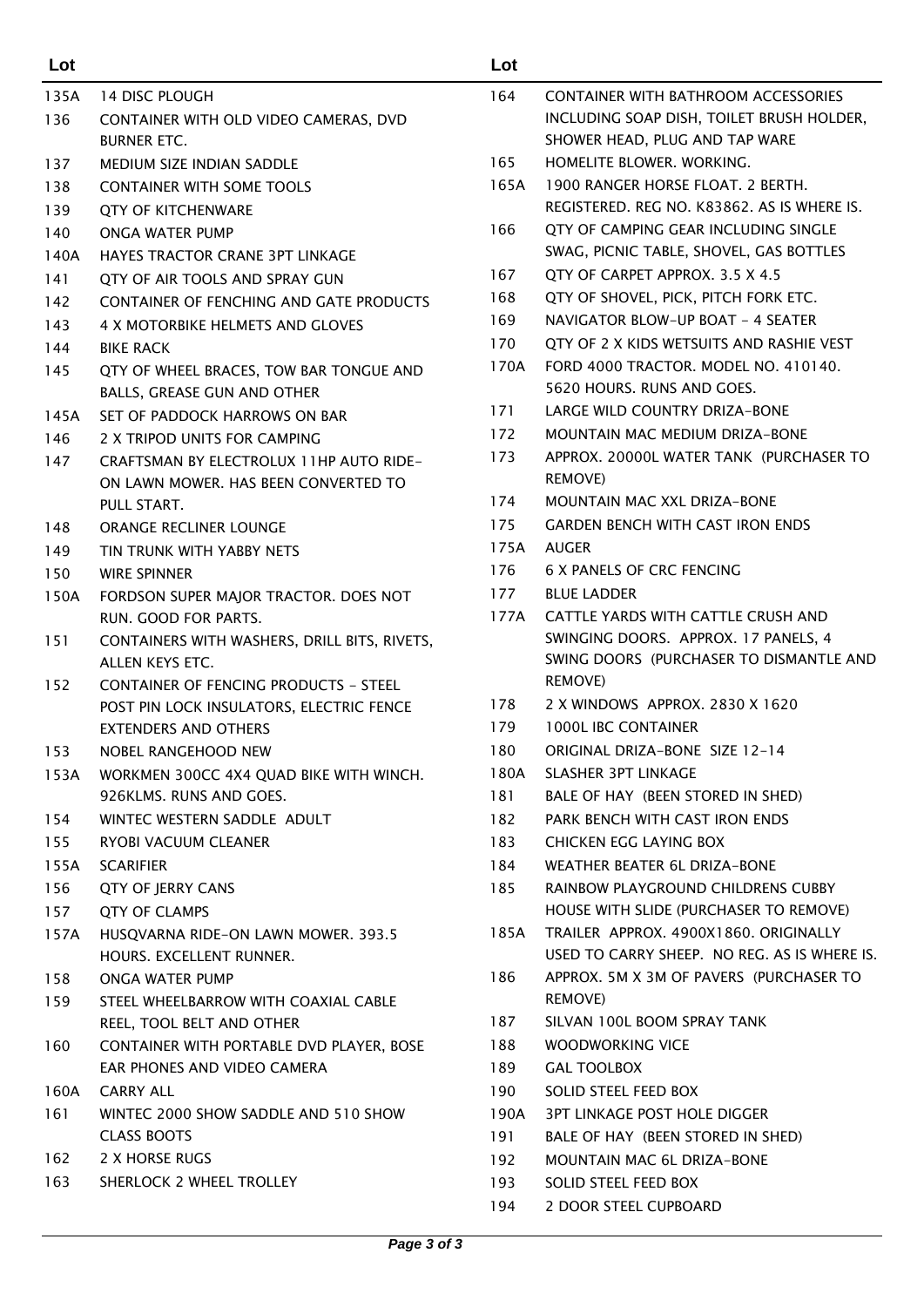| Lot | |
|---|---|
| 135A | 14 DISC PLOUGH |
| 136 | CONTAINER WITH OLD VIDEO CAMERAS, DVD BURNER ETC. |
| 137 | MEDIUM SIZE INDIAN SADDLE |
| 138 | CONTAINER WITH SOME TOOLS |
| 139 | QTY OF KITCHENWARE |
| 140 | ONGA WATER PUMP |
| 140A | HAYES TRACTOR CRANE 3PT LINKAGE |
| 141 | QTY OF AIR TOOLS AND SPRAY GUN |
| 142 | CONTAINER OF FENCHING AND GATE PRODUCTS |
| 143 | 4 X MOTORBIKE HELMETS AND GLOVES |
| 144 | BIKE RACK |
| 145 | QTY OF WHEEL BRACES, TOW BAR TONGUE AND BALLS, GREASE GUN AND OTHER |
| 145A | SET OF PADDOCK HARROWS ON BAR |
| 146 | 2 X TRIPOD UNITS FOR CAMPING |
| 147 | CRAFTSMAN BY ELECTROLUX 11HP AUTO RIDE-ON LAWN MOWER. HAS BEEN CONVERTED TO PULL START. |
| 148 | ORANGE RECLINER LOUNGE |
| 149 | TIN TRUNK WITH YABBY NETS |
| 150 | WIRE SPINNER |
| 150A | FORDSON SUPER MAJOR TRACTOR. DOES NOT RUN. GOOD FOR PARTS. |
| 151 | CONTAINERS WITH WASHERS, DRILL BITS, RIVETS, ALLEN KEYS ETC. |
| 152 | CONTAINER OF FENCING PRODUCTS - STEEL POST PIN LOCK INSULATORS, ELECTRIC FENCE EXTENDERS AND OTHERS |
| 153 | NOBEL RANGEHOOD NEW |
| 153A | WORKMEN 300CC 4X4 QUAD BIKE WITH WINCH. 926KLMS. RUNS AND GOES. |
| 154 | WINTEC WESTERN SADDLE ADULT |
| 155 | RYOBI VACUUM CLEANER |
| 155A | SCARIFIER |
| 156 | QTY OF JERRY CANS |
| 157 | QTY OF CLAMPS |
| 157A | HUSQVARNA RIDE-ON LAWN MOWER. 393.5 HOURS. EXCELLENT RUNNER. |
| 158 | ONGA WATER PUMP |
| 159 | STEEL WHEELBARROW WITH COAXIAL CABLE REEL, TOOL BELT AND OTHER |
| 160 | CONTAINER WITH PORTABLE DVD PLAYER, BOSE EAR PHONES AND VIDEO CAMERA |
| 160A | CARRY ALL |
| 161 | WINTEC 2000 SHOW SADDLE AND 510 SHOW CLASS BOOTS |
| 162 | 2 X HORSE RUGS |
| 163 | SHERLOCK 2 WHEEL TROLLEY |
| 164 | CONTAINER WITH BATHROOM ACCESSORIES INCLUDING SOAP DISH, TOILET BRUSH HOLDER, SHOWER HEAD, PLUG AND TAP WARE |
| 165 | HOMELITE BLOWER. WORKING. |
| 165A | 1900 RANGER HORSE FLOAT. 2 BERTH. REGISTERED. REG NO. K83862. AS IS WHERE IS. |
| 166 | QTY OF CAMPING GEAR INCLUDING SINGLE SWAG, PICNIC TABLE, SHOVEL, GAS BOTTLES |
| 167 | QTY OF CARPET APPROX. 3.5 X 4.5 |
| 168 | QTY OF SHOVEL, PICK, PITCH FORK ETC. |
| 169 | NAVIGATOR BLOW-UP BOAT - 4 SEATER |
| 170 | QTY OF 2 X KIDS WETSUITS AND RASHIE VEST |
| 170A | FORD 4000 TRACTOR. MODEL NO. 410140. 5620 HOURS. RUNS AND GOES. |
| 171 | LARGE WILD COUNTRY DRIZA-BONE |
| 172 | MOUNTAIN MAC MEDIUM DRIZA-BONE |
| 173 | APPROX. 20000L WATER TANK (PURCHASER TO REMOVE) |
| 174 | MOUNTAIN MAC XXL DRIZA-BONE |
| 175 | GARDEN BENCH WITH CAST IRON ENDS |
| 175A | AUGER |
| 176 | 6 X PANELS OF CRC FENCING |
| 177 | BLUE LADDER |
| 177A | CATTLE YARDS WITH CATTLE CRUSH AND SWINGING DOORS. APPROX. 17 PANELS, 4 SWING DOORS (PURCHASER TO DISMANTLE AND REMOVE) |
| 178 | 2 X WINDOWS APPROX. 2830 X 1620 |
| 179 | 1000L IBC CONTAINER |
| 180 | ORIGINAL DRIZA-BONE SIZE 12-14 |
| 180A | SLASHER 3PT LINKAGE |
| 181 | BALE OF HAY (BEEN STORED IN SHED) |
| 182 | PARK BENCH WITH CAST IRON ENDS |
| 183 | CHICKEN EGG LAYING BOX |
| 184 | WEATHER BEATER 6L DRIZA-BONE |
| 185 | RAINBOW PLAYGROUND CHILDRENS CUBBY HOUSE WITH SLIDE (PURCHASER TO REMOVE) |
| 185A | TRAILER APPROX. 4900X1860. ORIGINALLY USED TO CARRY SHEEP. NO REG. AS IS WHERE IS. |
| 186 | APPROX. 5M X 3M OF PAVERS (PURCHASER TO REMOVE) |
| 187 | SILVAN 100L BOOM SPRAY TANK |
| 188 | WOODWORKING VICE |
| 189 | GAL TOOLBOX |
| 190 | SOLID STEEL FEED BOX |
| 190A | 3PT LINKAGE POST HOLE DIGGER |
| 191 | BALE OF HAY (BEEN STORED IN SHED) |
| 192 | MOUNTAIN MAC 6L DRIZA-BONE |
| 193 | SOLID STEEL FEED BOX |
| 194 | 2 DOOR STEEL CUPBOARD |